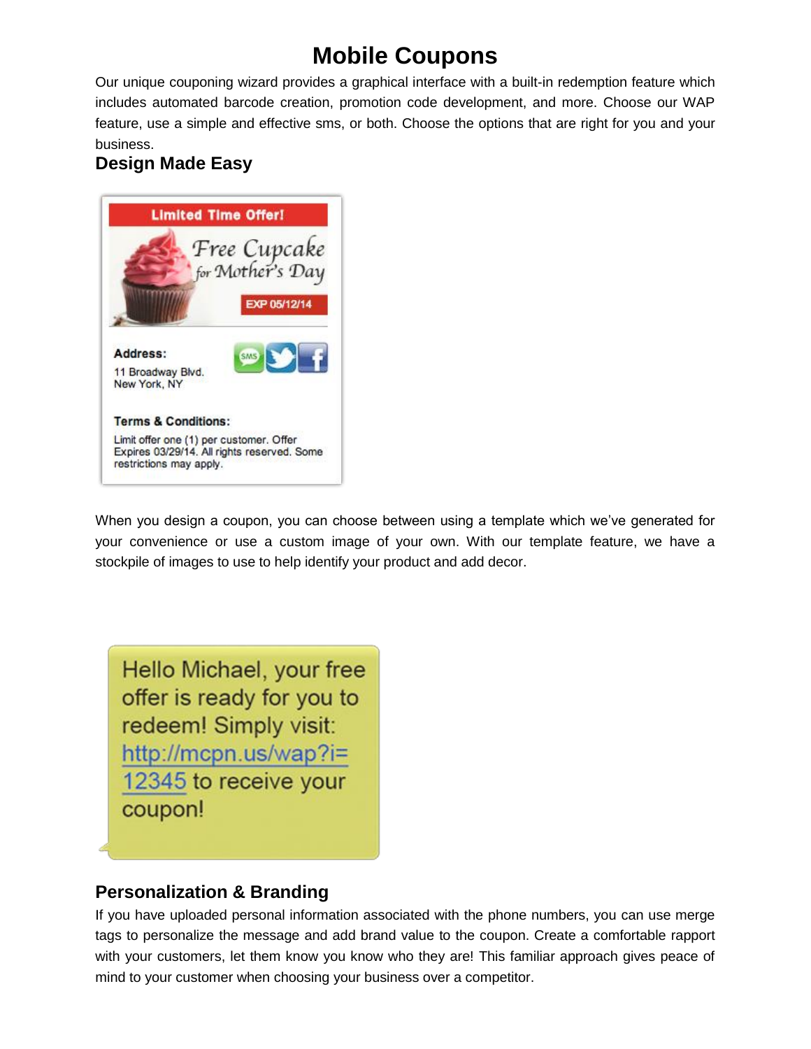# Mobile Coupons

Our unique couponing wizard provides a graphical interface with a built-in redemption feature which includes automated barcode creation, promotion code development, and more. Choose our WAP feature, use a simple and effective sms, or both. Choose the options that are right for you and your business.

## Design Made Easy

When you design a coupon, you can choose between using a template which we've generated for your convenience or use a custom image of your own. With our template feature, we have a stockpile of images to use to help identify your product and add decor.

## Personalization & Branding

If you have uploaded personal information associated with the phone numbers, you can use merge tags to personalize the message and add brand value to the coupon. Create a comfortable rapport with your customers, let them know you know who they are! This familiar approach gives peace of mind to your customer when choosing your business over a competitor.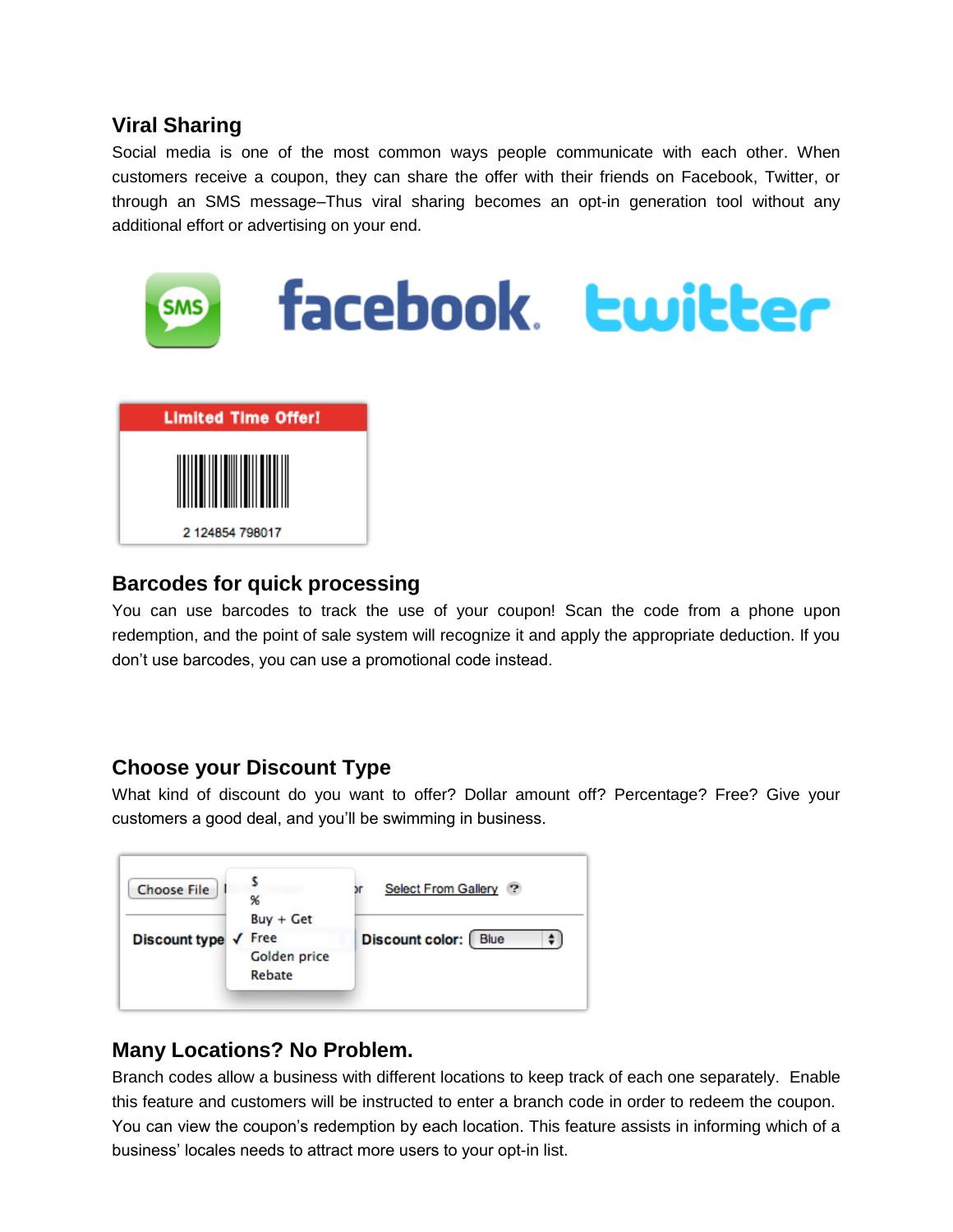## Viral Sharing

Social media is one of the most common ways people communicate with each other. When customers receive a coupon, they can share the offer with their friends on Facebook, Twitter, or through an SMS message–Thus viral sharing becomes an opt-in generation tool without any additional effort or advertising on your end.

## Barcodes for quick processing

You can use barcodes to track the use of your coupon! Scan the code from a phone upon redemption, and the point of sale system will recognize it and apply the appropriate deduction. If you don't use barcodes, you can use a promotional code instead.

## Choose your Discount Type

What kind of discount do you want to offer? Dollar amount off? Percentage? Free? Give your customers a good deal, and you'll be swimming in business.

## Many Locations? No Problem.

Branch codes allow a business with different locations to keep track of each one separately. Enable this feature and customers will be instructed to enter a branch code in order to redeem the coupon. You can view the coupon's redemption by each location. This feature assists in informing which of a business' locales needs to attract more users to your opt-in list.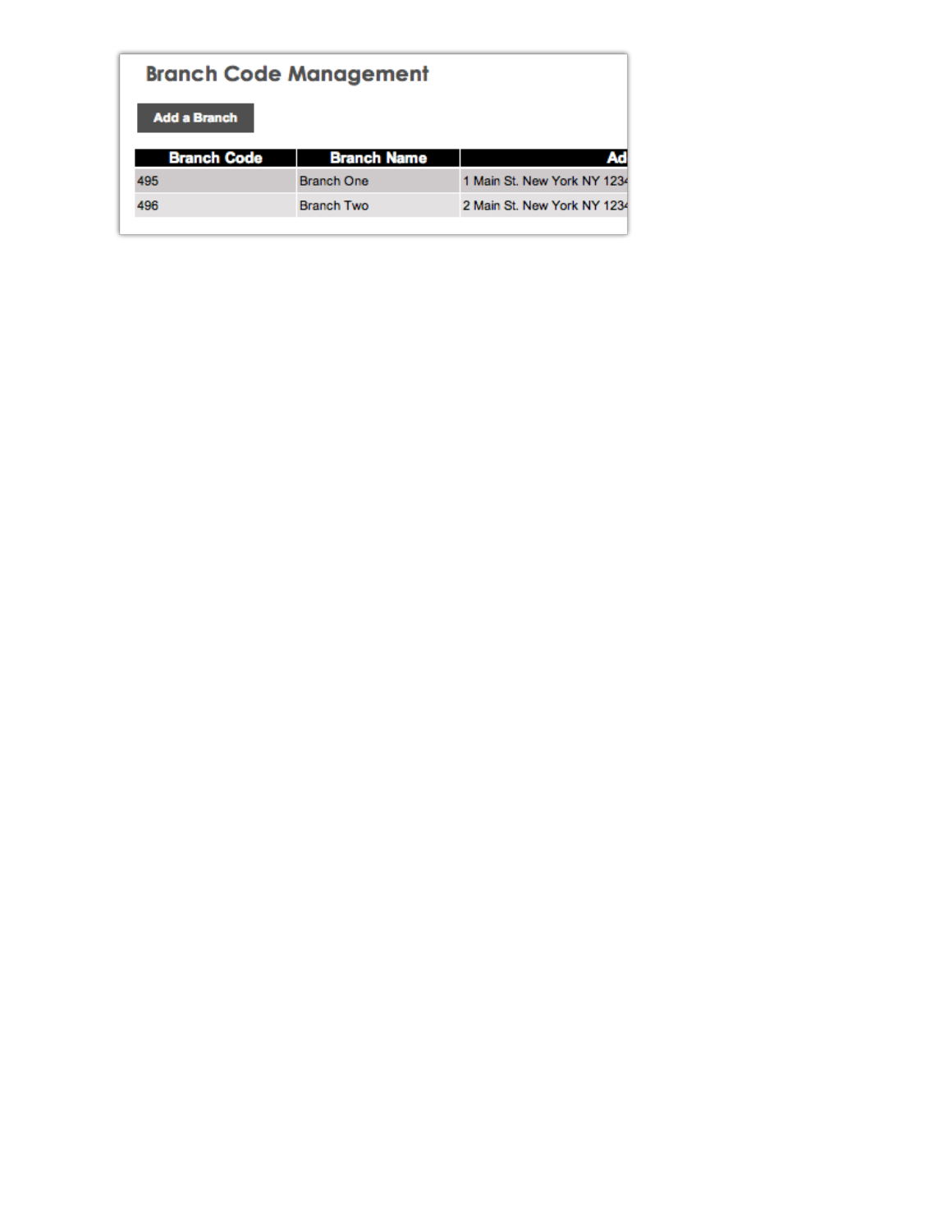## Branch Code Management

**Add a Branch**

| Branch Code | Branch Name | Ad |
| --- | --- | --- |
| 495 | Branch One | 1 Main St. New York NY 1234 |
| 496 | Branch Two | 2 Main St. New York NY 1234 |